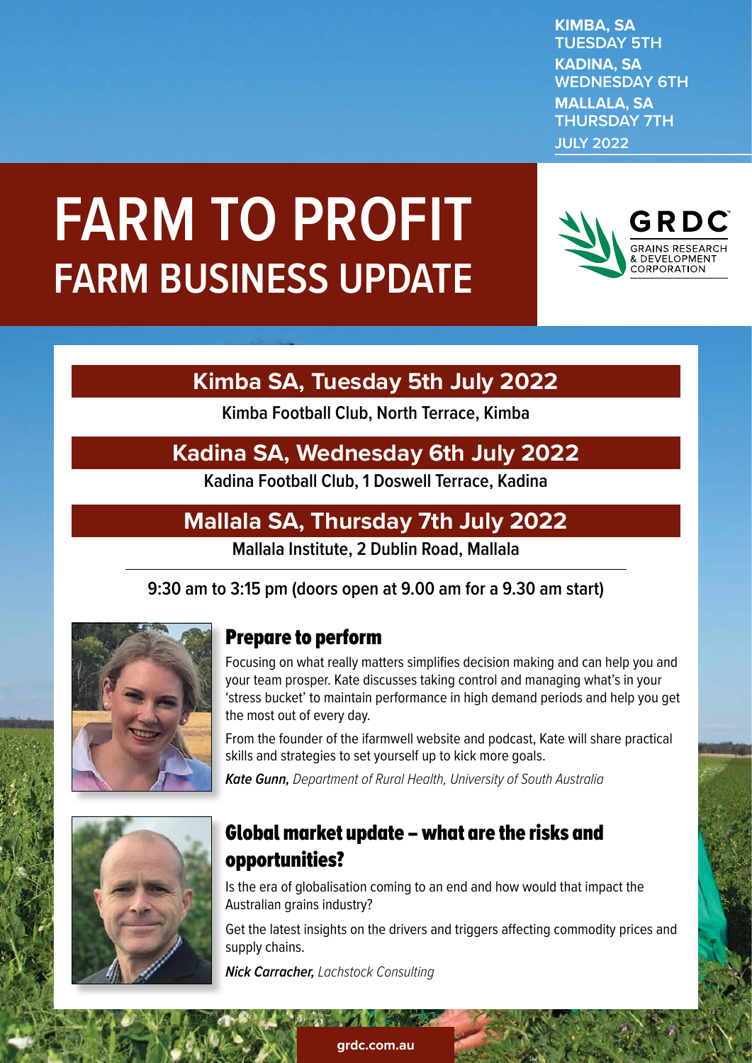KIMBA, SA
TUESDAY 5TH
KADINA, SA
WEDNESDAY 6TH
MALLALA, SA
THURSDAY 7TH
JULY 2022

# FARM TO PROFIT
## FARM BUSINESS UPDATE

GRDC
GRAINS RESEARCH & DEVELOPMENT CORPORATION

### Kimba SA, Tuesday 5th July 2022

**Kimba Football Club, North Terrace, Kimba**

### Kadina SA, Wednesday 6th July 2022

**Kadina Football Club, 1 Doswell Terrace, Kadina**

### Mallala SA, Thursday 7th July 2022

**Mallala Institute, 2 Dublin Road, Mallala**

---

**9:30 am to 3:15 pm (doors open at 9.00 am for a 9.30 am start)**

### Prepare to perform

Focusing on what really matters simplifies decision making and can help you and your team prosper. Kate discusses taking control and managing what's in your 'stress bucket' to maintain performance in high demand periods and help you get the most out of every day.

From the founder of the ifarmwell website and podcast, Kate will share practical skills and strategies to set yourself up to kick more goals.

***Kate Gunn,*** *Department of Rural Health, University of South Australia*

### Global market update – what are the risks and opportunities?

Is the era of globalisation coming to an end and how would that impact the Australian grains industry?

Get the latest insights on the drivers and triggers affecting commodity prices and supply chains.

***Nick Carracher,*** *Lachstock Consulting*

grdc.com.au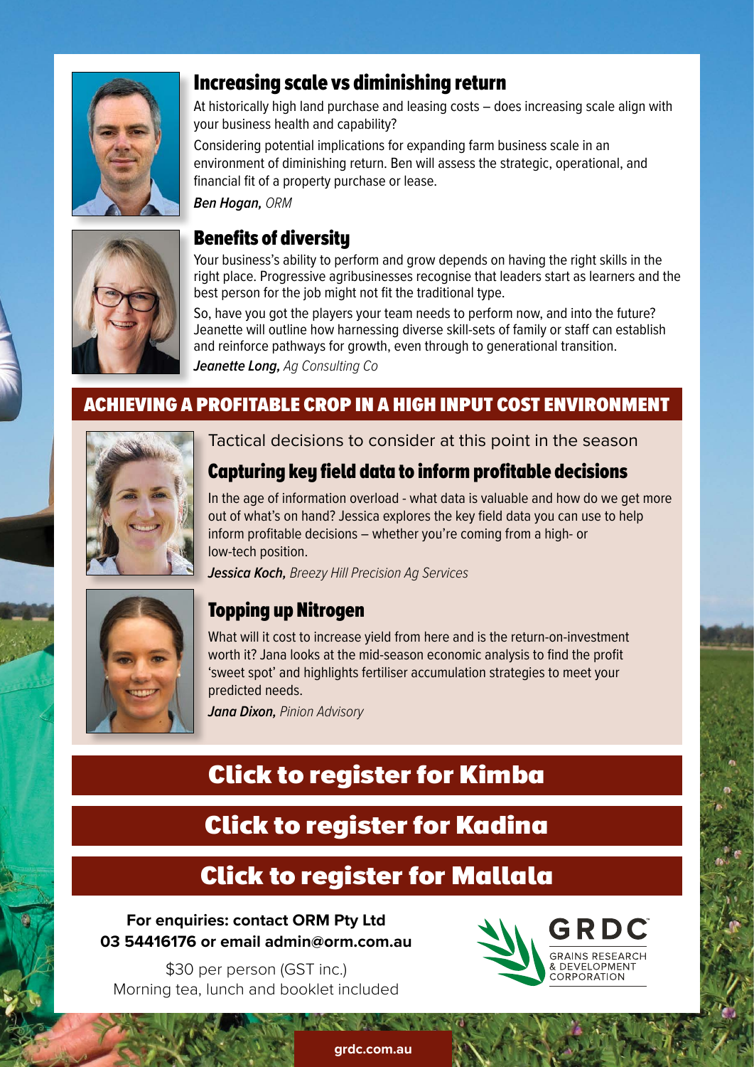## Increasing scale vs diminishing return

At historically high land purchase and leasing costs – does increasing scale align with your business health and capability?

Considering potential implications for expanding farm business scale in an environment of diminishing return. Ben will assess the strategic, operational, and financial fit of a property purchase or lease.

***Ben Hogan,*** *ORM*

## Benefits of diversity

Your business's ability to perform and grow depends on having the right skills in the right place. Progressive agribusinesses recognise that leaders start as learners and the best person for the job might not fit the traditional type.

So, have you got the players your team needs to perform now, and into the future? Jeanette will outline how harnessing diverse skill-sets of family or staff can establish and reinforce pathways for growth, even through to generational transition.

***Jeanette Long,*** *Ag Consulting Co*

# ACHIEVING A PROFITABLE CROP IN A HIGH INPUT COST ENVIRONMENT

Tactical decisions to consider at this point in the season

## Capturing key field data to inform profitable decisions

In the age of information overload - what data is valuable and how do we get more out of what's on hand? Jessica explores the key field data you can use to help inform profitable decisions – whether you're coming from a high- or low-tech position.

***Jessica Koch,*** *Breezy Hill Precision Ag Services*

## Topping up Nitrogen

What will it cost to increase yield from here and is the return-on-investment worth it? Jana looks at the mid-season economic analysis to find the profit 'sweet spot' and highlights fertiliser accumulation strategies to meet your predicted needs.

***Jana Dixon,*** *Pinion Advisory*

**Click to register for Kimba**

**Click to register for Kadina**

**Click to register for Mallala**

**For enquiries: contact ORM Pty Ltd**
**03 54416176 or email admin@orm.com.au**

$30 per person (GST inc.)
Morning tea, lunch and booklet included

GRDC
GRAINS RESEARCH & DEVELOPMENT CORPORATION

grdc.com.au